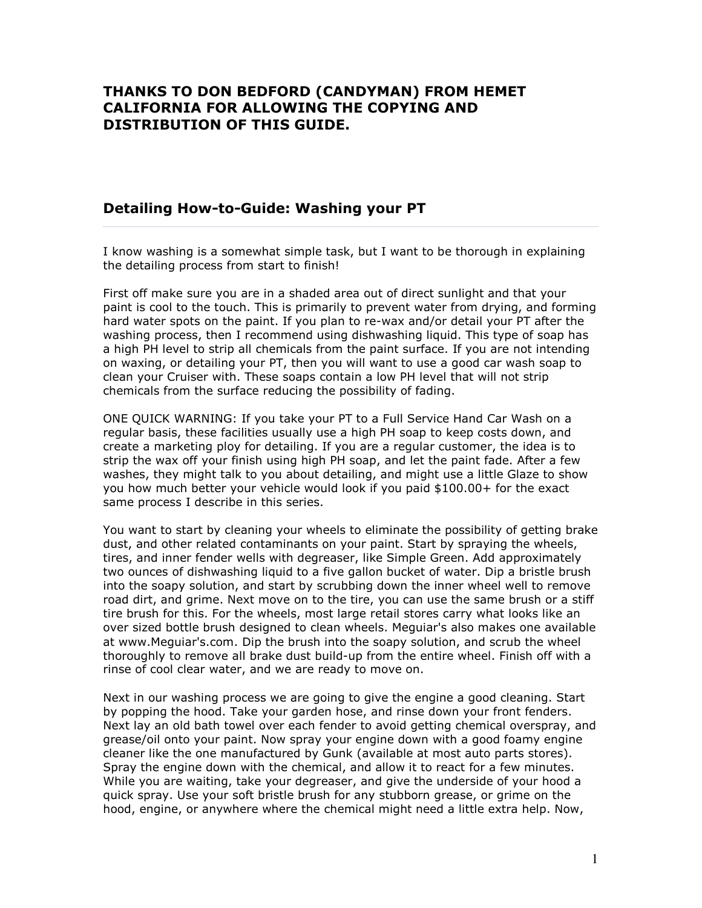**THANKS TO DON BEDFORD (CANDYMAN) FROM HEMET CALIFORNIA FOR ALLOWING THE COPYING AND DISTRIBUTION OF THIS GUIDE.**

## Detailing How-to-Guide: Washing your PT

I know washing is a somewhat simple task, but I want to be thorough in explaining the detailing process from start to finish!

First off make sure you are in a shaded area out of direct sunlight and that your paint is cool to the touch. This is primarily to prevent water from drying, and forming hard water spots on the paint. If you plan to re-wax and/or detail your PT after the washing process, then I recommend using dishwashing liquid. This type of soap has a high PH level to strip all chemicals from the paint surface. If you are not intending on waxing, or detailing your PT, then you will want to use a good car wash soap to clean your Cruiser with. These soaps contain a low PH level that will not strip chemicals from the surface reducing the possibility of fading.

ONE QUICK WARNING: If you take your PT to a Full Service Hand Car Wash on a regular basis, these facilities usually use a high PH soap to keep costs down, and create a marketing ploy for detailing. If you are a regular customer, the idea is to strip the wax off your finish using high PH soap, and let the paint fade. After a few washes, they might talk to you about detailing, and might use a little Glaze to show you how much better your vehicle would look if you paid $100.00+ for the exact same process I describe in this series.

You want to start by cleaning your wheels to eliminate the possibility of getting brake dust, and other related contaminants on your paint. Start by spraying the wheels, tires, and inner fender wells with degreaser, like Simple Green. Add approximately two ounces of dishwashing liquid to a five gallon bucket of water. Dip a bristle brush into the soapy solution, and start by scrubbing down the inner wheel well to remove road dirt, and grime. Next move on to the tire, you can use the same brush or a stiff tire brush for this. For the wheels, most large retail stores carry what looks like an over sized bottle brush designed to clean wheels. Meguiar's also makes one available at www.Meguiar's.com. Dip the brush into the soapy solution, and scrub the wheel thoroughly to remove all brake dust build-up from the entire wheel. Finish off with a rinse of cool clear water, and we are ready to move on.

Next in our washing process we are going to give the engine a good cleaning. Start by popping the hood. Take your garden hose, and rinse down your front fenders. Next lay an old bath towel over each fender to avoid getting chemical overspray, and grease/oil onto your paint. Now spray your engine down with a good foamy engine cleaner like the one manufactured by Gunk (available at most auto parts stores). Spray the engine down with the chemical, and allow it to react for a few minutes. While you are waiting, take your degreaser, and give the underside of your hood a quick spray. Use your soft bristle brush for any stubborn grease, or grime on the hood, engine, or anywhere where the chemical might need a little extra help. Now,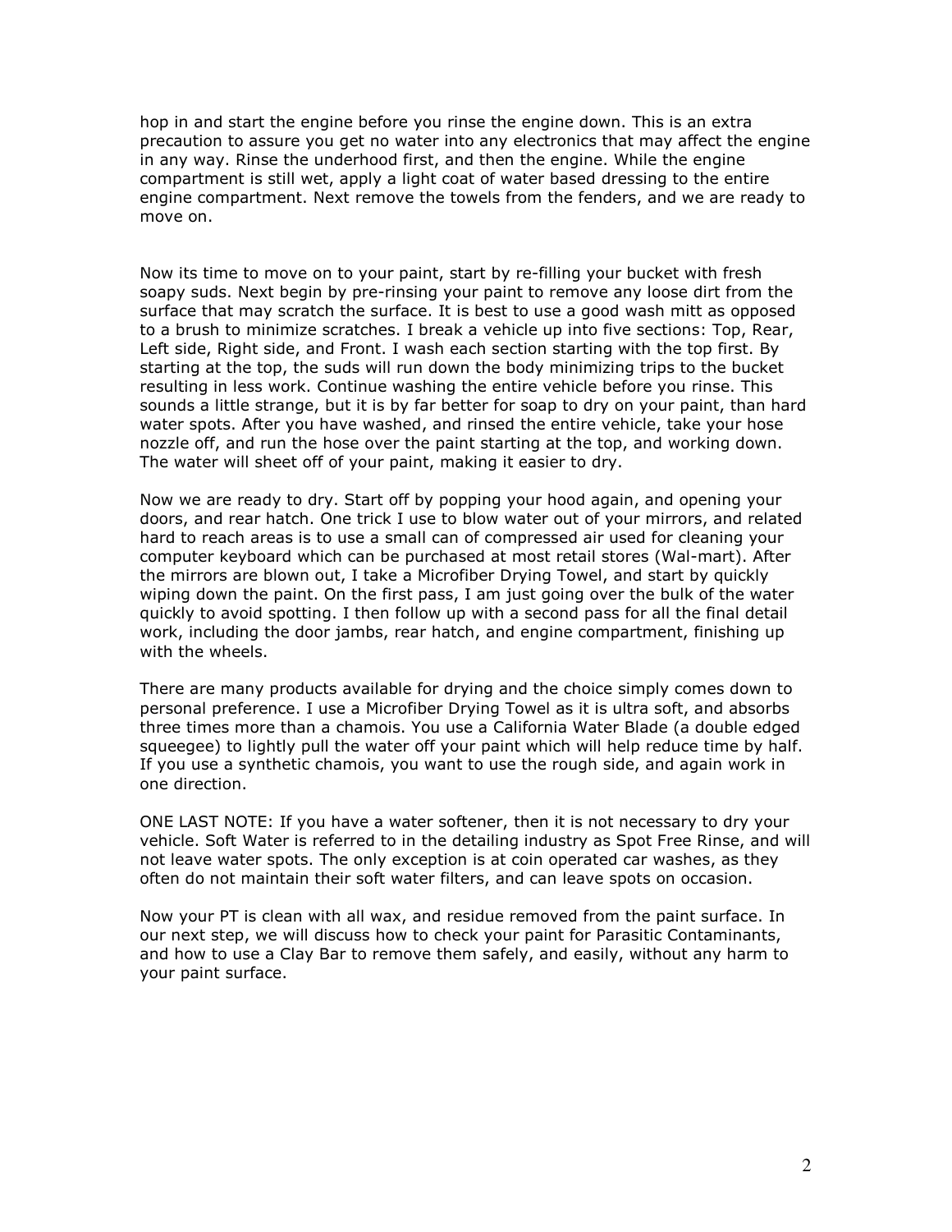hop in and start the engine before you rinse the engine down. This is an extra precaution to assure you get no water into any electronics that may affect the engine in any way. Rinse the underhood first, and then the engine. While the engine compartment is still wet, apply a light coat of water based dressing to the entire engine compartment. Next remove the towels from the fenders, and we are ready to move on.

Now its time to move on to your paint, start by re-filling your bucket with fresh soapy suds. Next begin by pre-rinsing your paint to remove any loose dirt from the surface that may scratch the surface. It is best to use a good wash mitt as opposed to a brush to minimize scratches. I break a vehicle up into five sections: Top, Rear, Left side, Right side, and Front. I wash each section starting with the top first. By starting at the top, the suds will run down the body minimizing trips to the bucket resulting in less work. Continue washing the entire vehicle before you rinse. This sounds a little strange, but it is by far better for soap to dry on your paint, than hard water spots. After you have washed, and rinsed the entire vehicle, take your hose nozzle off, and run the hose over the paint starting at the top, and working down. The water will sheet off of your paint, making it easier to dry.

Now we are ready to dry. Start off by popping your hood again, and opening your doors, and rear hatch. One trick I use to blow water out of your mirrors, and related hard to reach areas is to use a small can of compressed air used for cleaning your computer keyboard which can be purchased at most retail stores (Wal-mart). After the mirrors are blown out, I take a Microfiber Drying Towel, and start by quickly wiping down the paint. On the first pass, I am just going over the bulk of the water quickly to avoid spotting. I then follow up with a second pass for all the final detail work, including the door jambs, rear hatch, and engine compartment, finishing up with the wheels.

There are many products available for drying and the choice simply comes down to personal preference. I use a Microfiber Drying Towel as it is ultra soft, and absorbs three times more than a chamois. You use a California Water Blade (a double edged squeegee) to lightly pull the water off your paint which will help reduce time by half. If you use a synthetic chamois, you want to use the rough side, and again work in one direction.

ONE LAST NOTE: If you have a water softener, then it is not necessary to dry your vehicle. Soft Water is referred to in the detailing industry as Spot Free Rinse, and will not leave water spots. The only exception is at coin operated car washes, as they often do not maintain their soft water filters, and can leave spots on occasion.

Now your PT is clean with all wax, and residue removed from the paint surface. In our next step, we will discuss how to check your paint for Parasitic Contaminants, and how to use a Clay Bar to remove them safely, and easily, without any harm to your paint surface.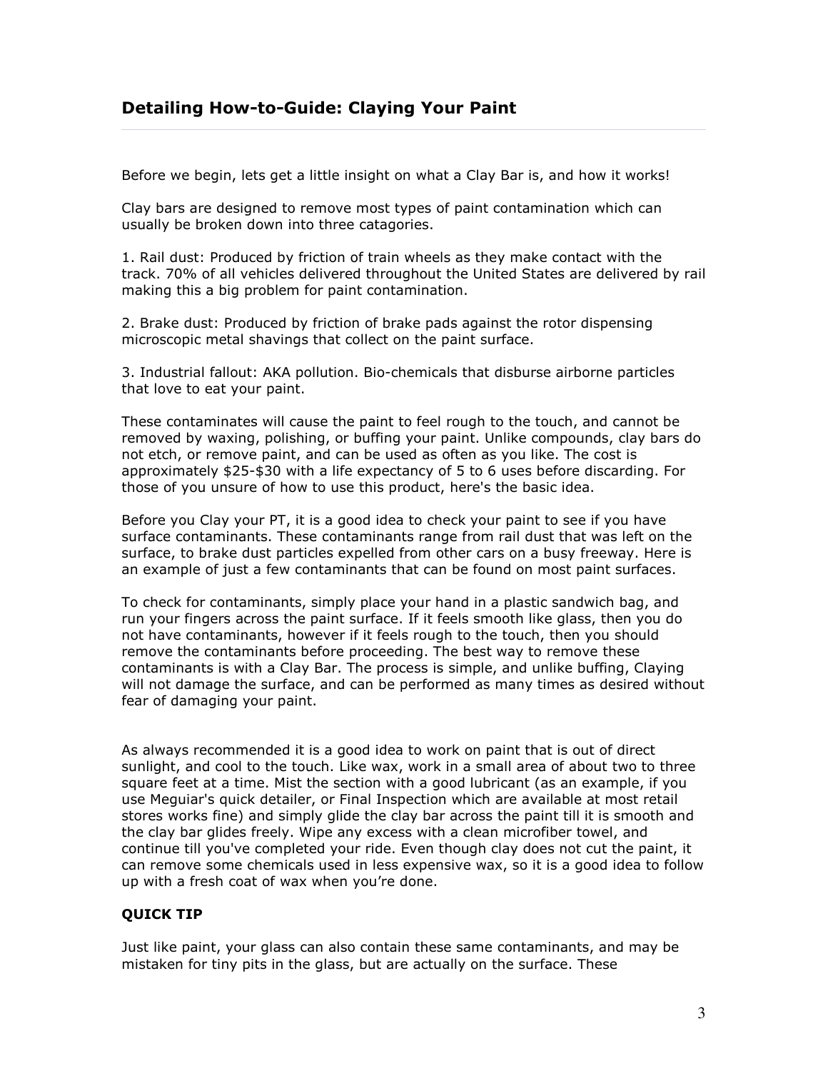## Detailing How-to-Guide: Claying Your Paint

Before we begin, lets get a little insight on what a Clay Bar is, and how it works!

Clay bars are designed to remove most types of paint contamination which can usually be broken down into three catagories.

1. Rail dust: Produced by friction of train wheels as they make contact with the track. 70% of all vehicles delivered throughout the United States are delivered by rail making this a big problem for paint contamination.

2. Brake dust: Produced by friction of brake pads against the rotor dispensing microscopic metal shavings that collect on the paint surface.

3. Industrial fallout: AKA pollution. Bio-chemicals that disburse airborne particles that love to eat your paint.

These contaminates will cause the paint to feel rough to the touch, and cannot be removed by waxing, polishing, or buffing your paint. Unlike compounds, clay bars do not etch, or remove paint, and can be used as often as you like. The cost is approximately $25-$30 with a life expectancy of 5 to 6 uses before discarding. For those of you unsure of how to use this product, here's the basic idea.

Before you Clay your PT, it is a good idea to check your paint to see if you have surface contaminants. These contaminants range from rail dust that was left on the surface, to brake dust particles expelled from other cars on a busy freeway. Here is an example of just a few contaminants that can be found on most paint surfaces.

To check for contaminants, simply place your hand in a plastic sandwich bag, and run your fingers across the paint surface. If it feels smooth like glass, then you do not have contaminants, however if it feels rough to the touch, then you should remove the contaminants before proceeding. The best way to remove these contaminants is with a Clay Bar. The process is simple, and unlike buffing, Claying will not damage the surface, and can be performed as many times as desired without fear of damaging your paint.

As always recommended it is a good idea to work on paint that is out of direct sunlight, and cool to the touch. Like wax, work in a small area of about two to three square feet at a time. Mist the section with a good lubricant (as an example, if you use Meguiar's quick detailer, or Final Inspection which are available at most retail stores works fine) and simply glide the clay bar across the paint till it is smooth and the clay bar glides freely. Wipe any excess with a clean microfiber towel, and continue till you've completed your ride. Even though clay does not cut the paint, it can remove some chemicals used in less expensive wax, so it is a good idea to follow up with a fresh coat of wax when you're done.

**QUICK TIP**

Just like paint, your glass can also contain these same contaminants, and may be mistaken for tiny pits in the glass, but are actually on the surface. These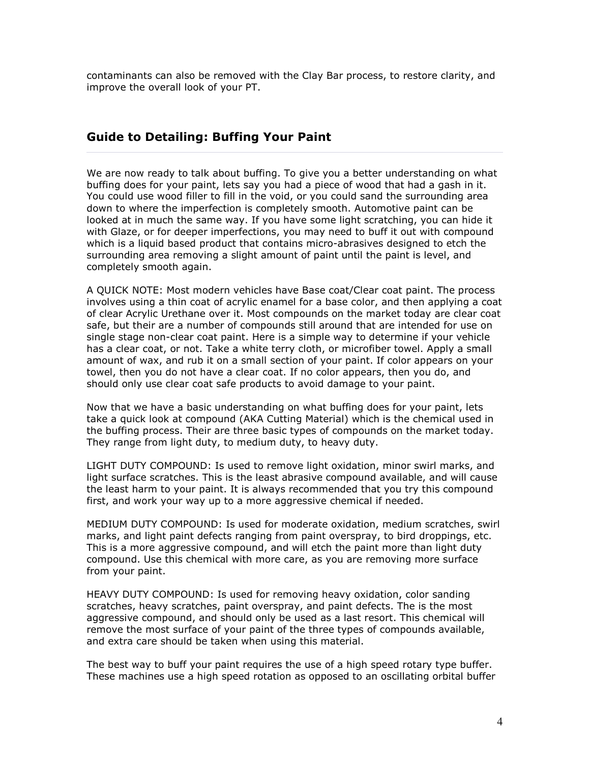contaminants can also be removed with the Clay Bar process, to restore clarity, and improve the overall look of your PT.

## Guide to Detailing: Buffing Your Paint

We are now ready to talk about buffing. To give you a better understanding on what buffing does for your paint, lets say you had a piece of wood that had a gash in it. You could use wood filler to fill in the void, or you could sand the surrounding area down to where the imperfection is completely smooth. Automotive paint can be looked at in much the same way. If you have some light scratching, you can hide it with Glaze, or for deeper imperfections, you may need to buff it out with compound which is a liquid based product that contains micro-abrasives designed to etch the surrounding area removing a slight amount of paint until the paint is level, and completely smooth again.

A QUICK NOTE: Most modern vehicles have Base coat/Clear coat paint. The process involves using a thin coat of acrylic enamel for a base color, and then applying a coat of clear Acrylic Urethane over it. Most compounds on the market today are clear coat safe, but their are a number of compounds still around that are intended for use on single stage non-clear coat paint. Here is a simple way to determine if your vehicle has a clear coat, or not. Take a white terry cloth, or microfiber towel. Apply a small amount of wax, and rub it on a small section of your paint. If color appears on your towel, then you do not have a clear coat. If no color appears, then you do, and should only use clear coat safe products to avoid damage to your paint.

Now that we have a basic understanding on what buffing does for your paint, lets take a quick look at compound (AKA Cutting Material) which is the chemical used in the buffing process. Their are three basic types of compounds on the market today. They range from light duty, to medium duty, to heavy duty.

LIGHT DUTY COMPOUND: Is used to remove light oxidation, minor swirl marks, and light surface scratches. This is the least abrasive compound available, and will cause the least harm to your paint. It is always recommended that you try this compound first, and work your way up to a more aggressive chemical if needed.

MEDIUM DUTY COMPOUND: Is used for moderate oxidation, medium scratches, swirl marks, and light paint defects ranging from paint overspray, to bird droppings, etc. This is a more aggressive compound, and will etch the paint more than light duty compound. Use this chemical with more care, as you are removing more surface from your paint.

HEAVY DUTY COMPOUND: Is used for removing heavy oxidation, color sanding scratches, heavy scratches, paint overspray, and paint defects. The is the most aggressive compound, and should only be used as a last resort. This chemical will remove the most surface of your paint of the three types of compounds available, and extra care should be taken when using this material.

The best way to buff your paint requires the use of a high speed rotary type buffer. These machines use a high speed rotation as opposed to an oscillating orbital buffer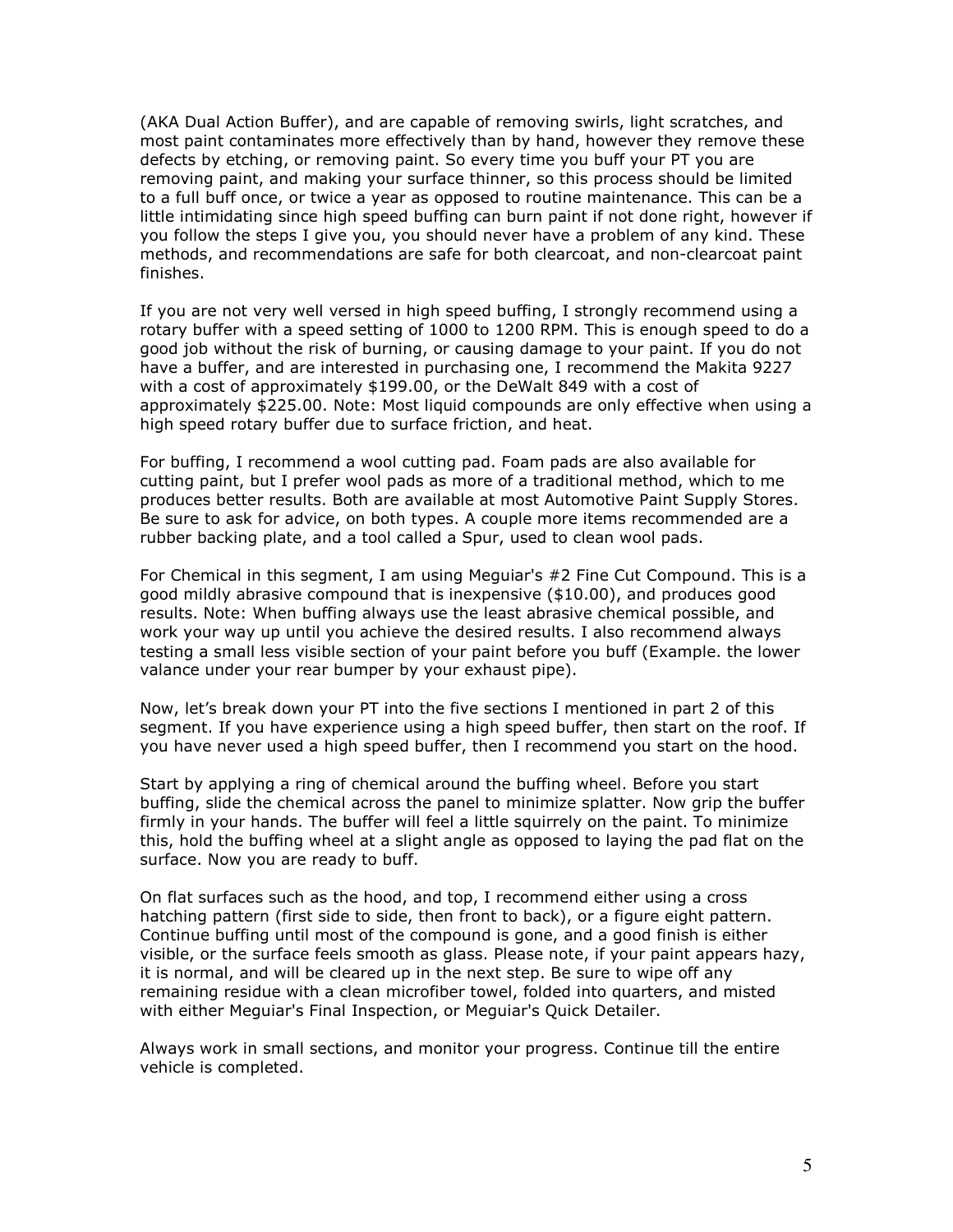(AKA Dual Action Buffer), and are capable of removing swirls, light scratches, and most paint contaminates more effectively than by hand, however they remove these defects by etching, or removing paint. So every time you buff your PT you are removing paint, and making your surface thinner, so this process should be limited to a full buff once, or twice a year as opposed to routine maintenance. This can be a little intimidating since high speed buffing can burn paint if not done right, however if you follow the steps I give you, you should never have a problem of any kind. These methods, and recommendations are safe for both clearcoat, and non-clearcoat paint finishes.

If you are not very well versed in high speed buffing, I strongly recommend using a rotary buffer with a speed setting of 1000 to 1200 RPM. This is enough speed to do a good job without the risk of burning, or causing damage to your paint. If you do not have a buffer, and are interested in purchasing one, I recommend the Makita 9227 with a cost of approximately $199.00, or the DeWalt 849 with a cost of approximately $225.00. Note: Most liquid compounds are only effective when using a high speed rotary buffer due to surface friction, and heat.

For buffing, I recommend a wool cutting pad. Foam pads are also available for cutting paint, but I prefer wool pads as more of a traditional method, which to me produces better results. Both are available at most Automotive Paint Supply Stores. Be sure to ask for advice, on both types. A couple more items recommended are a rubber backing plate, and a tool called a Spur, used to clean wool pads.

For Chemical in this segment, I am using Meguiar's #2 Fine Cut Compound. This is a good mildly abrasive compound that is inexpensive ($10.00), and produces good results. Note: When buffing always use the least abrasive chemical possible, and work your way up until you achieve the desired results. I also recommend always testing a small less visible section of your paint before you buff (Example. the lower valance under your rear bumper by your exhaust pipe).

Now, let's break down your PT into the five sections I mentioned in part 2 of this segment. If you have experience using a high speed buffer, then start on the roof. If you have never used a high speed buffer, then I recommend you start on the hood.

Start by applying a ring of chemical around the buffing wheel. Before you start buffing, slide the chemical across the panel to minimize splatter. Now grip the buffer firmly in your hands. The buffer will feel a little squirrely on the paint. To minimize this, hold the buffing wheel at a slight angle as opposed to laying the pad flat on the surface. Now you are ready to buff.

On flat surfaces such as the hood, and top, I recommend either using a cross hatching pattern (first side to side, then front to back), or a figure eight pattern. Continue buffing until most of the compound is gone, and a good finish is either visible, or the surface feels smooth as glass. Please note, if your paint appears hazy, it is normal, and will be cleared up in the next step. Be sure to wipe off any remaining residue with a clean microfiber towel, folded into quarters, and misted with either Meguiar's Final Inspection, or Meguiar's Quick Detailer.

Always work in small sections, and monitor your progress. Continue till the entire vehicle is completed.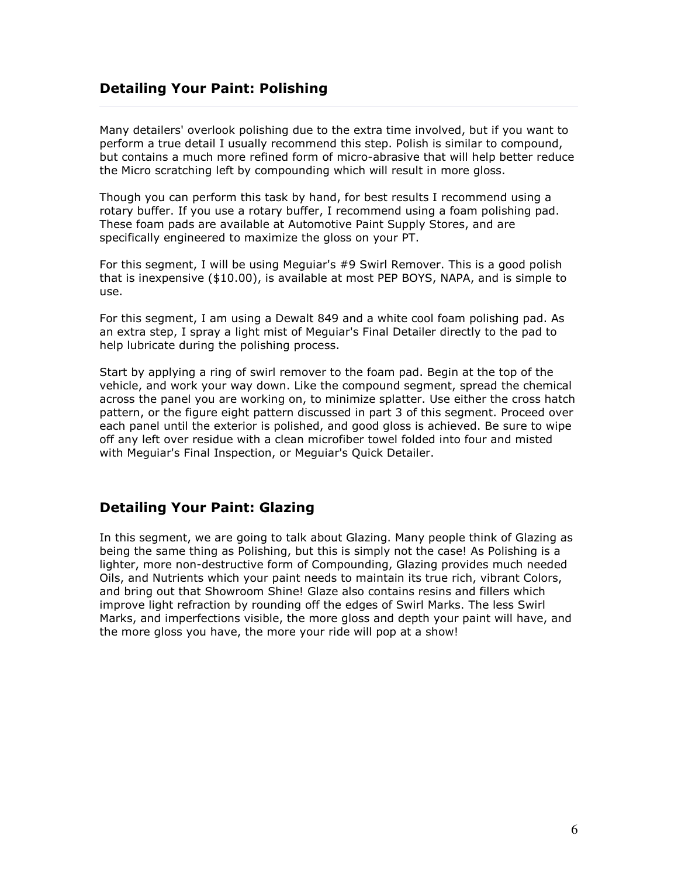## Detailing Your Paint: Polishing

Many detailers' overlook polishing due to the extra time involved, but if you want to perform a true detail I usually recommend this step. Polish is similar to compound, but contains a much more refined form of micro-abrasive that will help better reduce the Micro scratching left by compounding which will result in more gloss.

Though you can perform this task by hand, for best results I recommend using a rotary buffer. If you use a rotary buffer, I recommend using a foam polishing pad. These foam pads are available at Automotive Paint Supply Stores, and are specifically engineered to maximize the gloss on your PT.

For this segment, I will be using Meguiar's #9 Swirl Remover. This is a good polish that is inexpensive ($10.00), is available at most PEP BOYS, NAPA, and is simple to use.

For this segment, I am using a Dewalt 849 and a white cool foam polishing pad. As an extra step, I spray a light mist of Meguiar's Final Detailer directly to the pad to help lubricate during the polishing process.

Start by applying a ring of swirl remover to the foam pad. Begin at the top of the vehicle, and work your way down. Like the compound segment, spread the chemical across the panel you are working on, to minimize splatter. Use either the cross hatch pattern, or the figure eight pattern discussed in part 3 of this segment. Proceed over each panel until the exterior is polished, and good gloss is achieved. Be sure to wipe off any left over residue with a clean microfiber towel folded into four and misted with Meguiar's Final Inspection, or Meguiar's Quick Detailer.

## Detailing Your Paint: Glazing

In this segment, we are going to talk about Glazing. Many people think of Glazing as being the same thing as Polishing, but this is simply not the case! As Polishing is a lighter, more non-destructive form of Compounding, Glazing provides much needed Oils, and Nutrients which your paint needs to maintain its true rich, vibrant Colors, and bring out that Showroom Shine! Glaze also contains resins and fillers which improve light refraction by rounding off the edges of Swirl Marks. The less Swirl Marks, and imperfections visible, the more gloss and depth your paint will have, and the more gloss you have, the more your ride will pop at a show!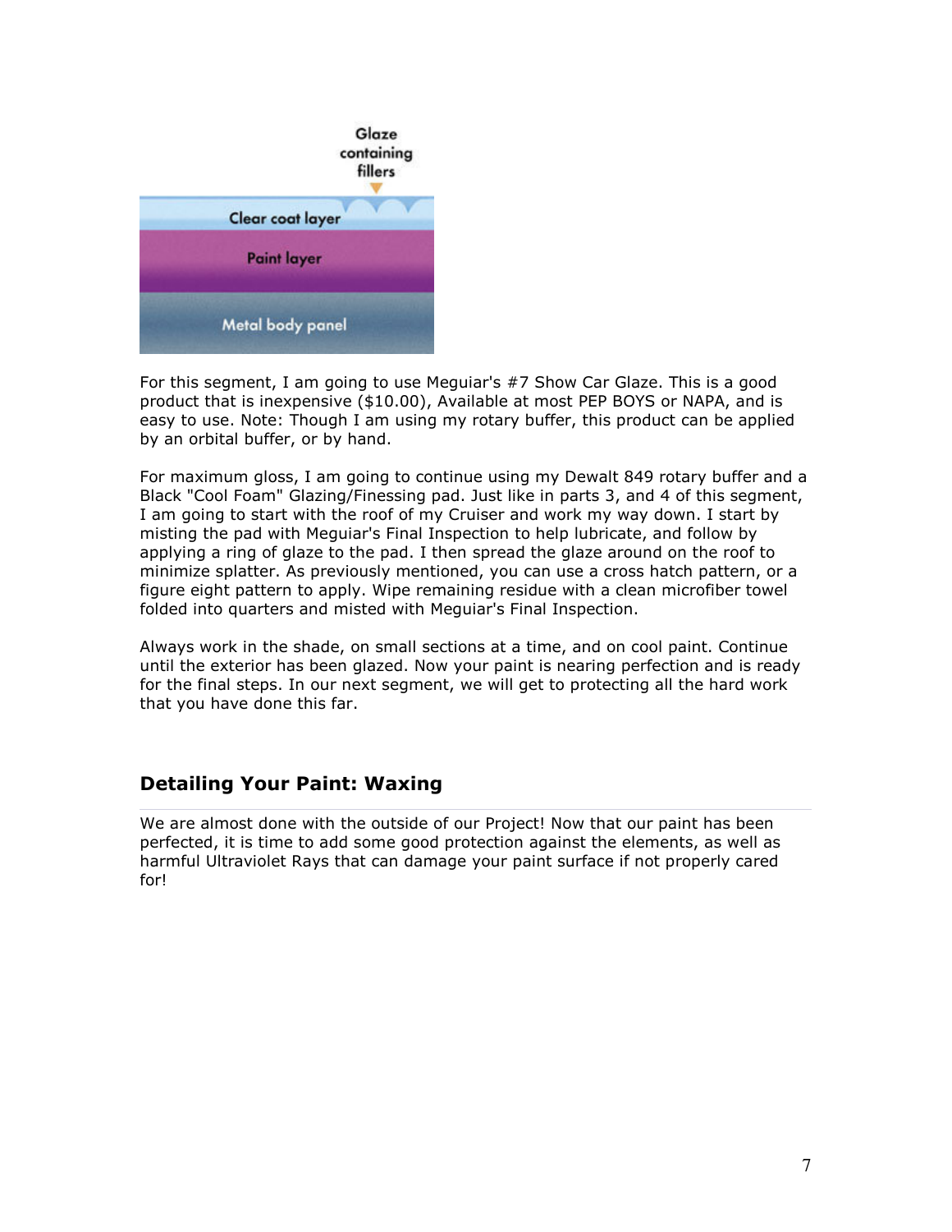For this segment, I am going to use Meguiar's #7 Show Car Glaze. This is a good product that is inexpensive ($10.00), Available at most PEP BOYS or NAPA, and is easy to use. Note: Though I am using my rotary buffer, this product can be applied by an orbital buffer, or by hand.

For maximum gloss, I am going to continue using my Dewalt 849 rotary buffer and a Black "Cool Foam" Glazing/Finessing pad. Just like in parts 3, and 4 of this segment, I am going to start with the roof of my Cruiser and work my way down. I start by misting the pad with Meguiar's Final Inspection to help lubricate, and follow by applying a ring of glaze to the pad. I then spread the glaze around on the roof to minimize splatter. As previously mentioned, you can use a cross hatch pattern, or a figure eight pattern to apply. Wipe remaining residue with a clean microfiber towel folded into quarters and misted with Meguiar's Final Inspection.

Always work in the shade, on small sections at a time, and on cool paint. Continue until the exterior has been glazed. Now your paint is nearing perfection and is ready for the final steps. In our next segment, we will get to protecting all the hard work that you have done this far.

## Detailing Your Paint: Waxing

We are almost done with the outside of our Project! Now that our paint has been perfected, it is time to add some good protection against the elements, as well as harmful Ultraviolet Rays that can damage your paint surface if not properly cared for!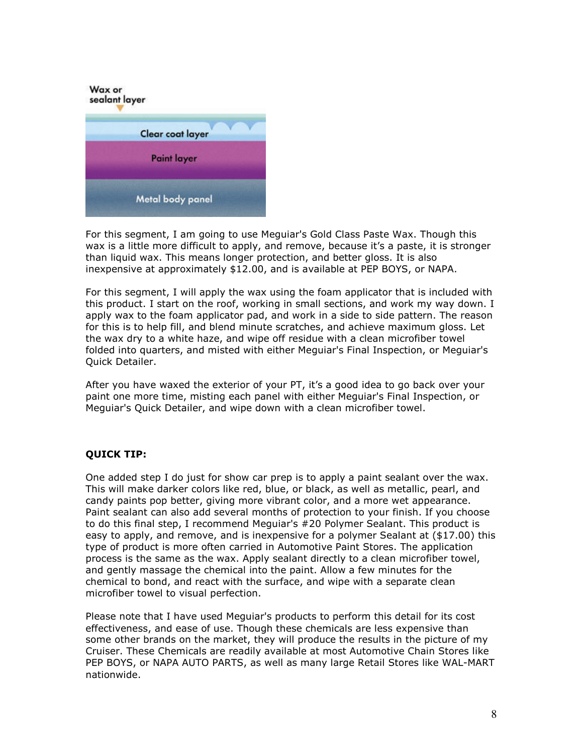Wax or sealant layer

Clear coat layer

Paint layer

Metal body panel

For this segment, I am going to use Meguiar's Gold Class Paste Wax. Though this wax is a little more difficult to apply, and remove, because it's a paste, it is stronger than liquid wax. This means longer protection, and better gloss. It is also inexpensive at approximately $12.00, and is available at PEP BOYS, or NAPA.

For this segment, I will apply the wax using the foam applicator that is included with this product. I start on the roof, working in small sections, and work my way down. I apply wax to the foam applicator pad, and work in a side to side pattern. The reason for this is to help fill, and blend minute scratches, and achieve maximum gloss. Let the wax dry to a white haze, and wipe off residue with a clean microfiber towel folded into quarters, and misted with either Meguiar's Final Inspection, or Meguiar's Quick Detailer.

After you have waxed the exterior of your PT, it's a good idea to go back over your paint one more time, misting each panel with either Meguiar's Final Inspection, or Meguiar's Quick Detailer, and wipe down with a clean microfiber towel.

**QUICK TIP:**

One added step I do just for show car prep is to apply a paint sealant over the wax. This will make darker colors like red, blue, or black, as well as metallic, pearl, and candy paints pop better, giving more vibrant color, and a more wet appearance. Paint sealant can also add several months of protection to your finish. If you choose to do this final step, I recommend Meguiar's #20 Polymer Sealant. This product is easy to apply, and remove, and is inexpensive for a polymer Sealant at ($17.00) this type of product is more often carried in Automotive Paint Stores. The application process is the same as the wax. Apply sealant directly to a clean microfiber towel, and gently massage the chemical into the paint. Allow a few minutes for the chemical to bond, and react with the surface, and wipe with a separate clean microfiber towel to visual perfection.

Please note that I have used Meguiar's products to perform this detail for its cost effectiveness, and ease of use. Though these chemicals are less expensive than some other brands on the market, they will produce the results in the picture of my Cruiser. These Chemicals are readily available at most Automotive Chain Stores like PEP BOYS, or NAPA AUTO PARTS, as well as many large Retail Stores like WAL-MART nationwide.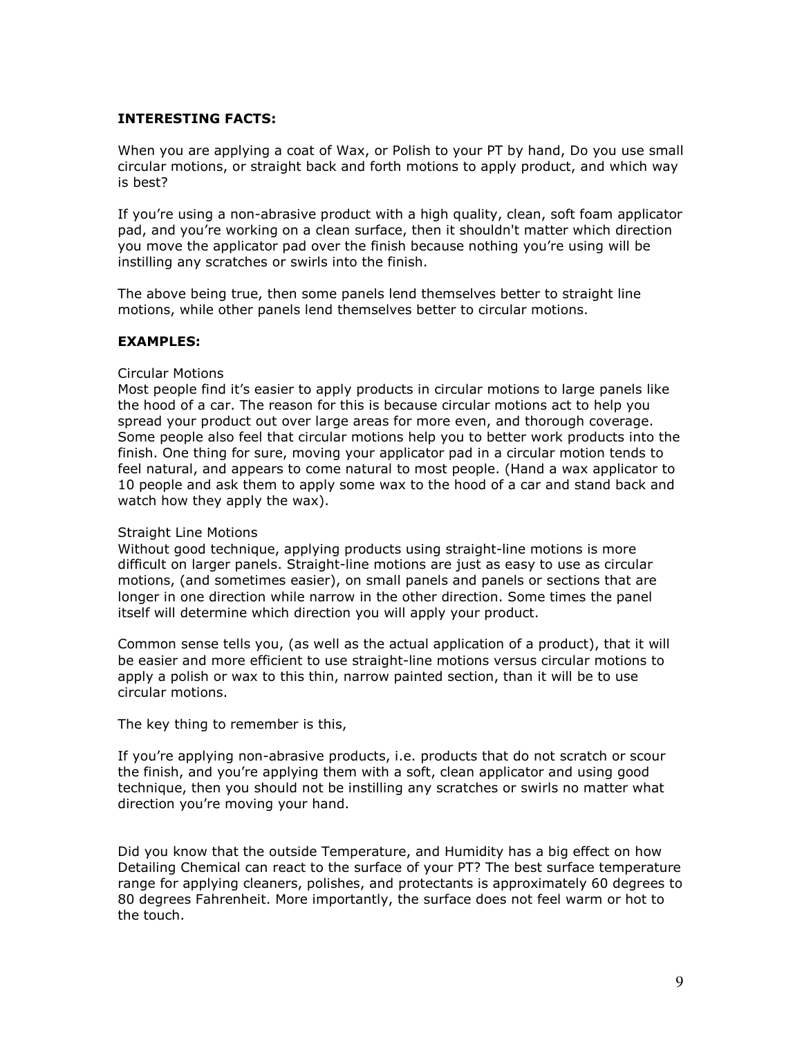**INTERESTING FACTS:**

When you are applying a coat of Wax, or Polish to your PT by hand, Do you use small circular motions, or straight back and forth motions to apply product, and which way is best?

If you're using a non-abrasive product with a high quality, clean, soft foam applicator pad, and you're working on a clean surface, then it shouldn't matter which direction you move the applicator pad over the finish because nothing you're using will be instilling any scratches or swirls into the finish.

The above being true, then some panels lend themselves better to straight line motions, while other panels lend themselves better to circular motions.

**EXAMPLES:**

Circular Motions
Most people find it's easier to apply products in circular motions to large panels like the hood of a car. The reason for this is because circular motions act to help you spread your product out over large areas for more even, and thorough coverage. Some people also feel that circular motions help you to better work products into the finish. One thing for sure, moving your applicator pad in a circular motion tends to feel natural, and appears to come natural to most people. (Hand a wax applicator to 10 people and ask them to apply some wax to the hood of a car and stand back and watch how they apply the wax).

Straight Line Motions
Without good technique, applying products using straight-line motions is more difficult on larger panels. Straight-line motions are just as easy to use as circular motions, (and sometimes easier), on small panels and panels or sections that are longer in one direction while narrow in the other direction. Some times the panel itself will determine which direction you will apply your product.

Common sense tells you, (as well as the actual application of a product), that it will be easier and more efficient to use straight-line motions versus circular motions to apply a polish or wax to this thin, narrow painted section, than it will be to use circular motions.

The key thing to remember is this,

If you're applying non-abrasive products, i.e. products that do not scratch or scour the finish, and you're applying them with a soft, clean applicator and using good technique, then you should not be instilling any scratches or swirls no matter what direction you're moving your hand.

Did you know that the outside Temperature, and Humidity has a big effect on how Detailing Chemical can react to the surface of your PT? The best surface temperature range for applying cleaners, polishes, and protectants is approximately 60 degrees to 80 degrees Fahrenheit. More importantly, the surface does not feel warm or hot to the touch.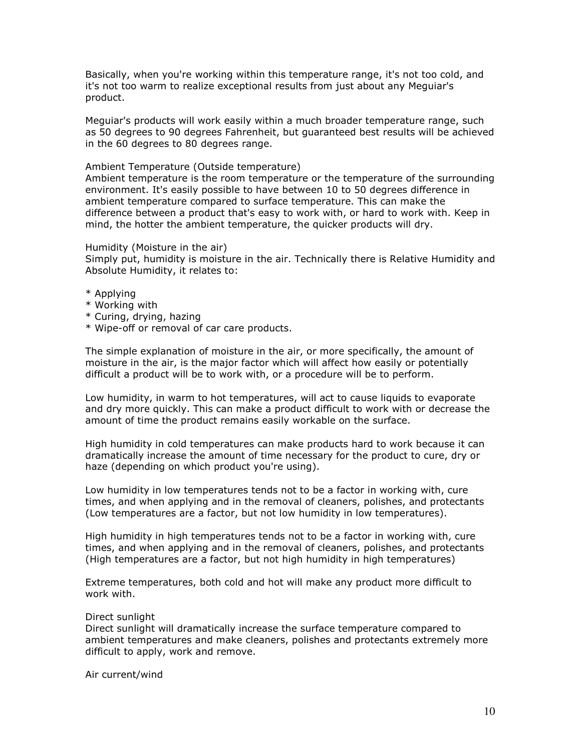Basically, when you're working within this temperature range, it's not too cold, and it's not too warm to realize exceptional results from just about any Meguiar's product.

Meguiar's products will work easily within a much broader temperature range, such as 50 degrees to 90 degrees Fahrenheit, but guaranteed best results will be achieved in the 60 degrees to 80 degrees range.

Ambient Temperature (Outside temperature)
Ambient temperature is the room temperature or the temperature of the surrounding environment. It's easily possible to have between 10 to 50 degrees difference in ambient temperature compared to surface temperature. This can make the difference between a product that's easy to work with, or hard to work with. Keep in mind, the hotter the ambient temperature, the quicker products will dry.

Humidity (Moisture in the air)
Simply put, humidity is moisture in the air. Technically there is Relative Humidity and Absolute Humidity, it relates to:

* Applying
* Working with
* Curing, drying, hazing
* Wipe-off or removal of car care products.

The simple explanation of moisture in the air, or more specifically, the amount of moisture in the air, is the major factor which will affect how easily or potentially difficult a product will be to work with, or a procedure will be to perform.

Low humidity, in warm to hot temperatures, will act to cause liquids to evaporate and dry more quickly. This can make a product difficult to work with or decrease the amount of time the product remains easily workable on the surface.

High humidity in cold temperatures can make products hard to work because it can dramatically increase the amount of time necessary for the product to cure, dry or haze (depending on which product you're using).

Low humidity in low temperatures tends not to be a factor in working with, cure times, and when applying and in the removal of cleaners, polishes, and protectants (Low temperatures are a factor, but not low humidity in low temperatures).

High humidity in high temperatures tends not to be a factor in working with, cure times, and when applying and in the removal of cleaners, polishes, and protectants (High temperatures are a factor, but not high humidity in high temperatures)

Extreme temperatures, both cold and hot will make any product more difficult to work with.

Direct sunlight
Direct sunlight will dramatically increase the surface temperature compared to ambient temperatures and make cleaners, polishes and protectants extremely more difficult to apply, work and remove.

Air current/wind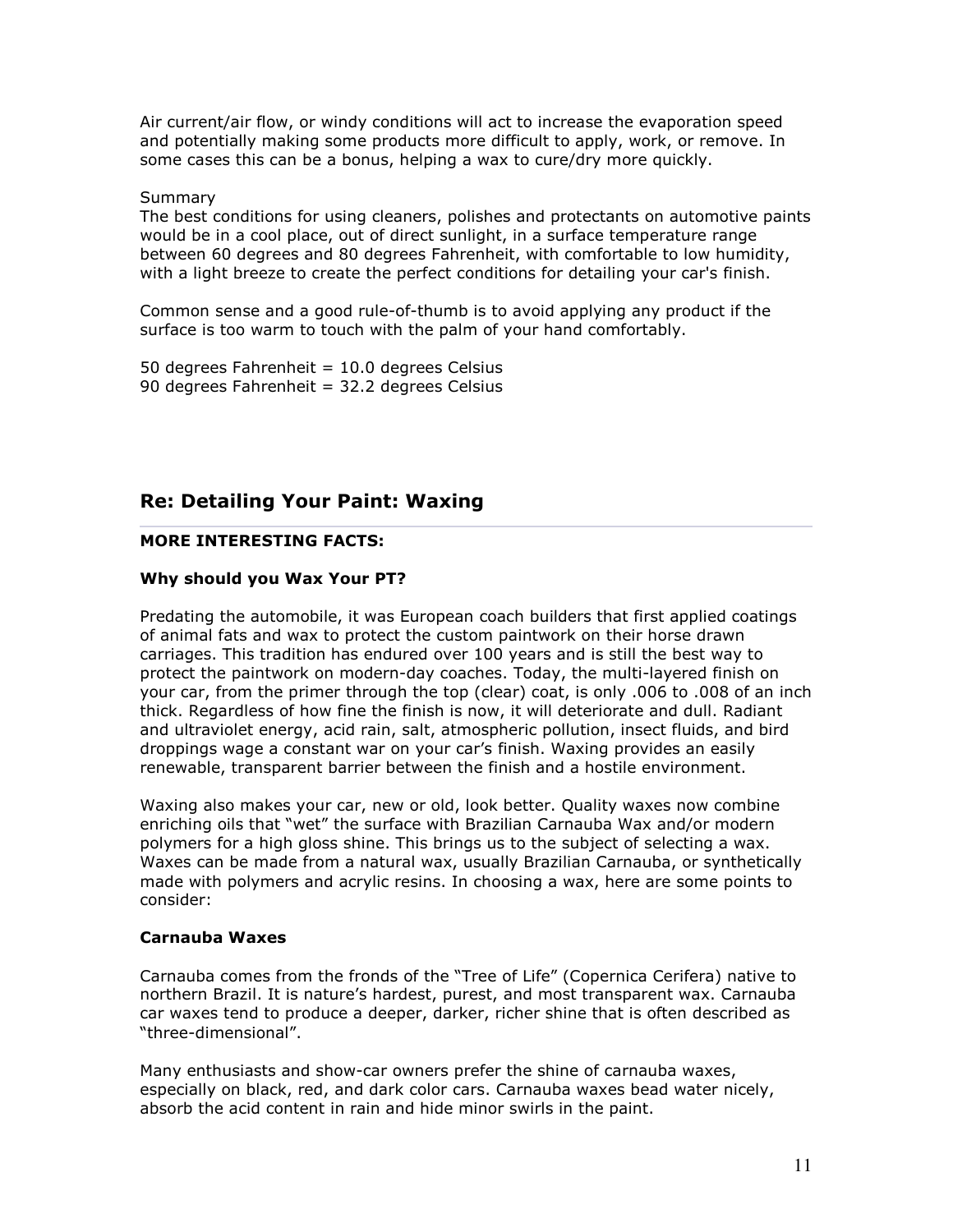Air current/air flow, or windy conditions will act to increase the evaporation speed and potentially making some products more difficult to apply, work, or remove. In some cases this can be a bonus, helping a wax to cure/dry more quickly.

Summary

The best conditions for using cleaners, polishes and protectants on automotive paints would be in a cool place, out of direct sunlight, in a surface temperature range between 60 degrees and 80 degrees Fahrenheit, with comfortable to low humidity, with a light breeze to create the perfect conditions for detailing your car's finish.

Common sense and a good rule-of-thumb is to avoid applying any product if the surface is too warm to touch with the palm of your hand comfortably.

50 degrees Fahrenheit = 10.0 degrees Celsius
90 degrees Fahrenheit = 32.2 degrees Celsius

## Re: Detailing Your Paint: Waxing

**MORE INTERESTING FACTS:**

**Why should you Wax Your PT?**

Predating the automobile, it was European coach builders that first applied coatings of animal fats and wax to protect the custom paintwork on their horse drawn carriages. This tradition has endured over 100 years and is still the best way to protect the paintwork on modern-day coaches. Today, the multi-layered finish on your car, from the primer through the top (clear) coat, is only .006 to .008 of an inch thick. Regardless of how fine the finish is now, it will deteriorate and dull. Radiant and ultraviolet energy, acid rain, salt, atmospheric pollution, insect fluids, and bird droppings wage a constant war on your car's finish. Waxing provides an easily renewable, transparent barrier between the finish and a hostile environment.

Waxing also makes your car, new or old, look better. Quality waxes now combine enriching oils that "wet" the surface with Brazilian Carnauba Wax and/or modern polymers for a high gloss shine. This brings us to the subject of selecting a wax. Waxes can be made from a natural wax, usually Brazilian Carnauba, or synthetically made with polymers and acrylic resins. In choosing a wax, here are some points to consider:

**Carnauba Waxes**

Carnauba comes from the fronds of the "Tree of Life" (Copernica Cerifera) native to northern Brazil. It is nature's hardest, purest, and most transparent wax. Carnauba car waxes tend to produce a deeper, darker, richer shine that is often described as "three-dimensional".

Many enthusiasts and show-car owners prefer the shine of carnauba waxes, especially on black, red, and dark color cars. Carnauba waxes bead water nicely, absorb the acid content in rain and hide minor swirls in the paint.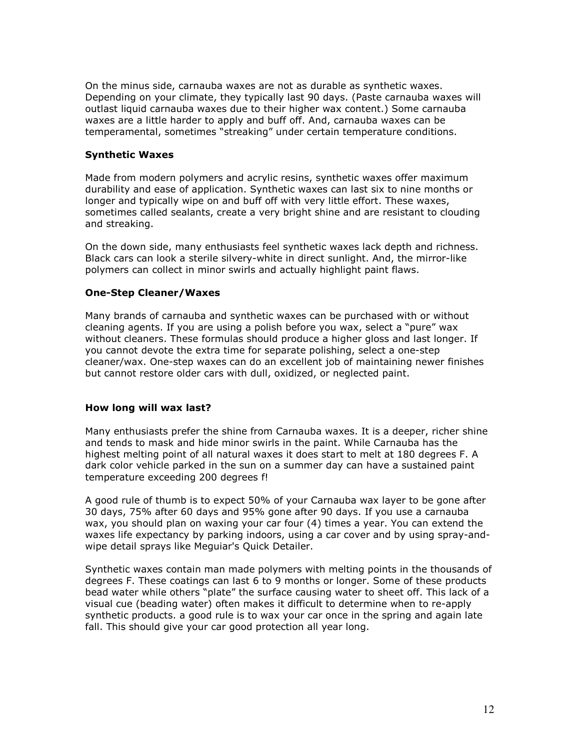On the minus side, carnauba waxes are not as durable as synthetic waxes. Depending on your climate, they typically last 90 days. (Paste carnauba waxes will outlast liquid carnauba waxes due to their higher wax content.) Some carnauba waxes are a little harder to apply and buff off. And, carnauba waxes can be temperamental, sometimes "streaking" under certain temperature conditions.

### Synthetic Waxes

Made from modern polymers and acrylic resins, synthetic waxes offer maximum durability and ease of application. Synthetic waxes can last six to nine months or longer and typically wipe on and buff off with very little effort. These waxes, sometimes called sealants, create a very bright shine and are resistant to clouding and streaking.

On the down side, many enthusiasts feel synthetic waxes lack depth and richness. Black cars can look a sterile silvery-white in direct sunlight. And, the mirror-like polymers can collect in minor swirls and actually highlight paint flaws.

### One-Step Cleaner/Waxes

Many brands of carnauba and synthetic waxes can be purchased with or without cleaning agents. If you are using a polish before you wax, select a "pure" wax without cleaners. These formulas should produce a higher gloss and last longer. If you cannot devote the extra time for separate polishing, select a one-step cleaner/wax. One-step waxes can do an excellent job of maintaining newer finishes but cannot restore older cars with dull, oxidized, or neglected paint.

### How long will wax last?

Many enthusiasts prefer the shine from Carnauba waxes. It is a deeper, richer shine and tends to mask and hide minor swirls in the paint. While Carnauba has the highest melting point of all natural waxes it does start to melt at 180 degrees F. A dark color vehicle parked in the sun on a summer day can have a sustained paint temperature exceeding 200 degrees f!

A good rule of thumb is to expect 50% of your Carnauba wax layer to be gone after 30 days, 75% after 60 days and 95% gone after 90 days. If you use a carnauba wax, you should plan on waxing your car four (4) times a year. You can extend the waxes life expectancy by parking indoors, using a car cover and by using spray-and-wipe detail sprays like Meguiar's Quick Detailer.

Synthetic waxes contain man made polymers with melting points in the thousands of degrees F. These coatings can last 6 to 9 months or longer. Some of these products bead water while others "plate" the surface causing water to sheet off. This lack of a visual cue (beading water) often makes it difficult to determine when to re-apply synthetic products. a good rule is to wax your car once in the spring and again late fall. This should give your car good protection all year long.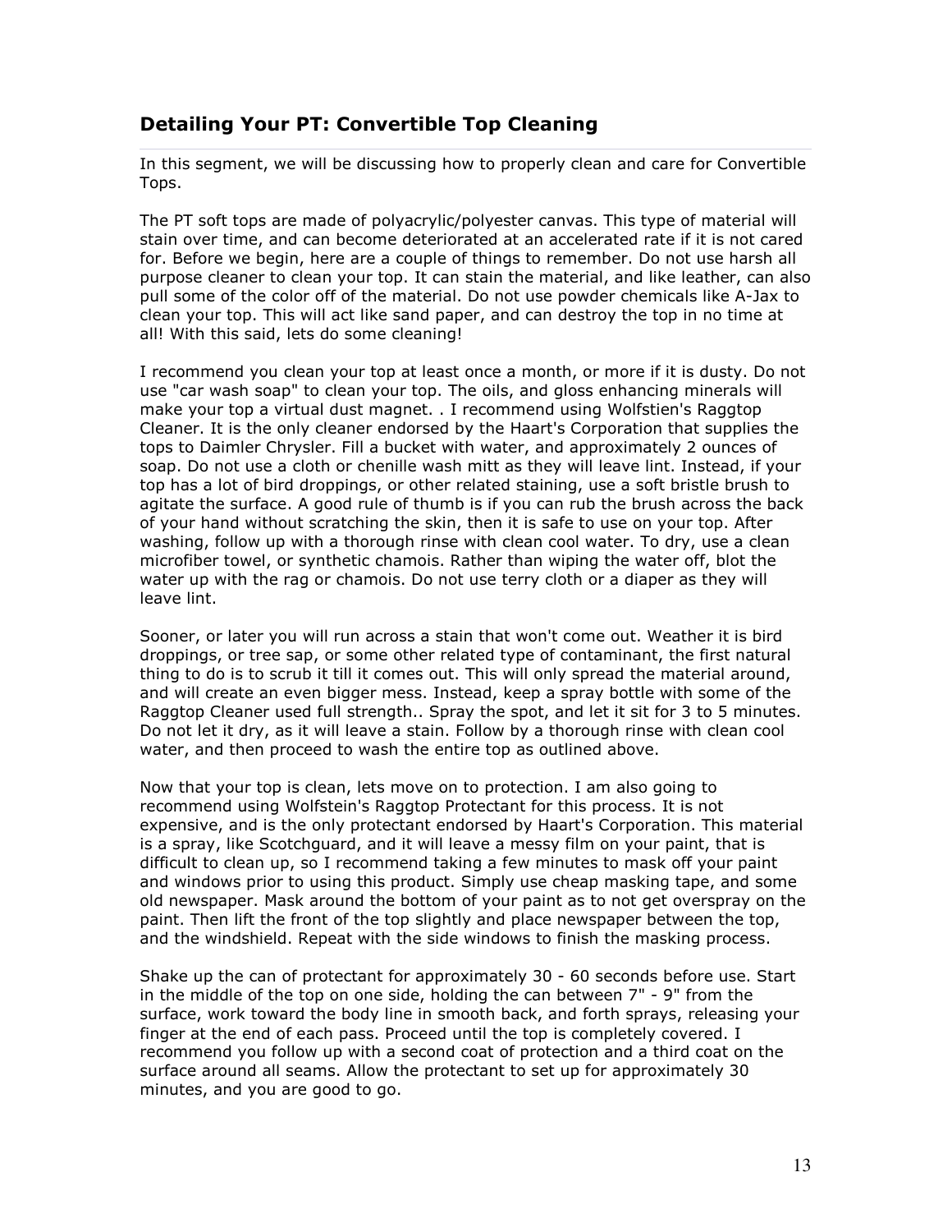## Detailing Your PT: Convertible Top Cleaning

In this segment, we will be discussing how to properly clean and care for Convertible Tops.

The PT soft tops are made of polyacrylic/polyester canvas. This type of material will stain over time, and can become deteriorated at an accelerated rate if it is not cared for. Before we begin, here are a couple of things to remember. Do not use harsh all purpose cleaner to clean your top. It can stain the material, and like leather, can also pull some of the color off of the material. Do not use powder chemicals like A-Jax to clean your top. This will act like sand paper, and can destroy the top in no time at all! With this said, lets do some cleaning!

I recommend you clean your top at least once a month, or more if it is dusty. Do not use "car wash soap" to clean your top. The oils, and gloss enhancing minerals will make your top a virtual dust magnet. . I recommend using Wolfstien's Raggtop Cleaner. It is the only cleaner endorsed by the Haart's Corporation that supplies the tops to Daimler Chrysler. Fill a bucket with water, and approximately 2 ounces of soap. Do not use a cloth or chenille wash mitt as they will leave lint. Instead, if your top has a lot of bird droppings, or other related staining, use a soft bristle brush to agitate the surface. A good rule of thumb is if you can rub the brush across the back of your hand without scratching the skin, then it is safe to use on your top. After washing, follow up with a thorough rinse with clean cool water. To dry, use a clean microfiber towel, or synthetic chamois. Rather than wiping the water off, blot the water up with the rag or chamois. Do not use terry cloth or a diaper as they will leave lint.

Sooner, or later you will run across a stain that won't come out. Weather it is bird droppings, or tree sap, or some other related type of contaminant, the first natural thing to do is to scrub it till it comes out. This will only spread the material around, and will create an even bigger mess. Instead, keep a spray bottle with some of the Raggtop Cleaner used full strength.. Spray the spot, and let it sit for 3 to 5 minutes. Do not let it dry, as it will leave a stain. Follow by a thorough rinse with clean cool water, and then proceed to wash the entire top as outlined above.

Now that your top is clean, lets move on to protection. I am also going to recommend using Wolfstein's Raggtop Protectant for this process. It is not expensive, and is the only protectant endorsed by Haart's Corporation. This material is a spray, like Scotchguard, and it will leave a messy film on your paint, that is difficult to clean up, so I recommend taking a few minutes to mask off your paint and windows prior to using this product. Simply use cheap masking tape, and some old newspaper. Mask around the bottom of your paint as to not get overspray on the paint. Then lift the front of the top slightly and place newspaper between the top, and the windshield. Repeat with the side windows to finish the masking process.

Shake up the can of protectant for approximately 30 - 60 seconds before use. Start in the middle of the top on one side, holding the can between 7" - 9" from the surface, work toward the body line in smooth back, and forth sprays, releasing your finger at the end of each pass. Proceed until the top is completely covered. I recommend you follow up with a second coat of protection and a third coat on the surface around all seams. Allow the protectant to set up for approximately 30 minutes, and you are good to go.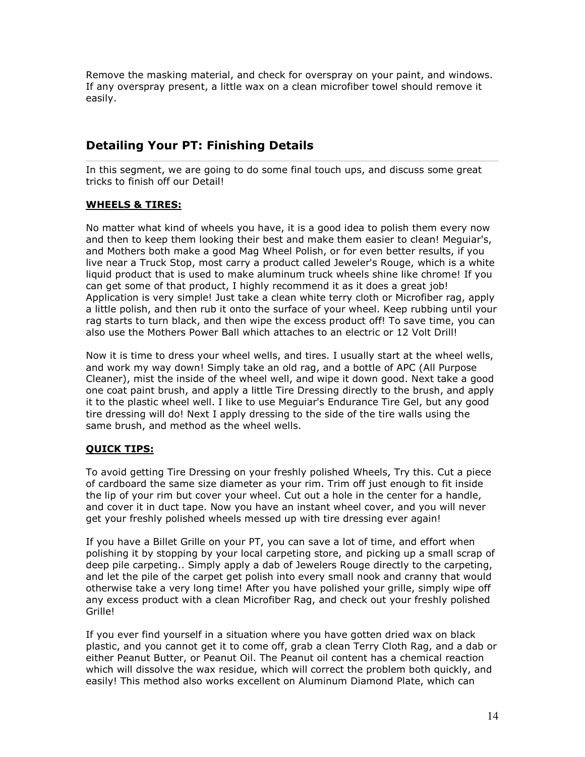Remove the masking material, and check for overspray on your paint, and windows. If any overspray present, a little wax on a clean microfiber towel should remove it easily.

## Detailing Your PT: Finishing Details

In this segment, we are going to do some final touch ups, and discuss some great tricks to finish off our Detail!

**WHEELS & TIRES:**

No matter what kind of wheels you have, it is a good idea to polish them every now and then to keep them looking their best and make them easier to clean! Meguiar's, and Mothers both make a good Mag Wheel Polish, or for even better results, if you live near a Truck Stop, most carry a product called Jeweler's Rouge, which is a white liquid product that is used to make aluminum truck wheels shine like chrome! If you can get some of that product, I highly recommend it as it does a great job! Application is very simple! Just take a clean white terry cloth or Microfiber rag, apply a little polish, and then rub it onto the surface of your wheel. Keep rubbing until your rag starts to turn black, and then wipe the excess product off! To save time, you can also use the Mothers Power Ball which attaches to an electric or 12 Volt Drill!

Now it is time to dress your wheel wells, and tires. I usually start at the wheel wells, and work my way down! Simply take an old rag, and a bottle of APC (All Purpose Cleaner), mist the inside of the wheel well, and wipe it down good. Next take a good one coat paint brush, and apply a little Tire Dressing directly to the brush, and apply it to the plastic wheel well. I like to use Meguiar's Endurance Tire Gel, but any good tire dressing will do! Next I apply dressing to the side of the tire walls using the same brush, and method as the wheel wells.

**QUICK TIPS:**

To avoid getting Tire Dressing on your freshly polished Wheels, Try this. Cut a piece of cardboard the same size diameter as your rim. Trim off just enough to fit inside the lip of your rim but cover your wheel. Cut out a hole in the center for a handle, and cover it in duct tape. Now you have an instant wheel cover, and you will never get your freshly polished wheels messed up with tire dressing ever again!

If you have a Billet Grille on your PT, you can save a lot of time, and effort when polishing it by stopping by your local carpeting store, and picking up a small scrap of deep pile carpeting.. Simply apply a dab of Jewelers Rouge directly to the carpeting, and let the pile of the carpet get polish into every small nook and cranny that would otherwise take a very long time! After you have polished your grille, simply wipe off any excess product with a clean Microfiber Rag, and check out your freshly polished Grille!

If you ever find yourself in a situation where you have gotten dried wax on black plastic, and you cannot get it to come off, grab a clean Terry Cloth Rag, and a dab or either Peanut Butter, or Peanut Oil. The Peanut oil content has a chemical reaction which will dissolve the wax residue, which will correct the problem both quickly, and easily! This method also works excellent on Aluminum Diamond Plate, which can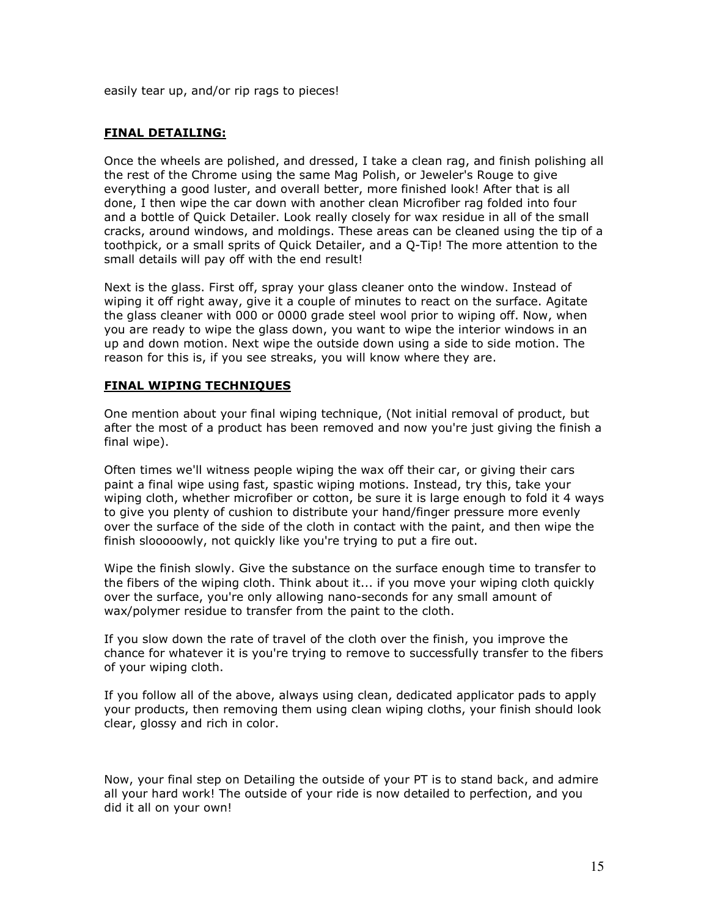easily tear up, and/or rip rags to pieces!

## **FINAL DETAILING:**

Once the wheels are polished, and dressed, I take a clean rag, and finish polishing all the rest of the Chrome using the same Mag Polish, or Jeweler's Rouge to give everything a good luster, and overall better, more finished look! After that is all done, I then wipe the car down with another clean Microfiber rag folded into four and a bottle of Quick Detailer. Look really closely for wax residue in all of the small cracks, around windows, and moldings. These areas can be cleaned using the tip of a toothpick, or a small sprits of Quick Detailer, and a Q-Tip! The more attention to the small details will pay off with the end result!

Next is the glass. First off, spray your glass cleaner onto the window. Instead of wiping it off right away, give it a couple of minutes to react on the surface. Agitate the glass cleaner with 000 or 0000 grade steel wool prior to wiping off. Now, when you are ready to wipe the glass down, you want to wipe the interior windows in an up and down motion. Next wipe the outside down using a side to side motion. The reason for this is, if you see streaks, you will know where they are.

## **FINAL WIPING TECHNIQUES**

One mention about your final wiping technique, (Not initial removal of product, but after the most of a product has been removed and now you're just giving the finish a final wipe).

Often times we'll witness people wiping the wax off their car, or giving their cars paint a final wipe using fast, spastic wiping motions. Instead, try this, take your wiping cloth, whether microfiber or cotton, be sure it is large enough to fold it 4 ways to give you plenty of cushion to distribute your hand/finger pressure more evenly over the surface of the side of the cloth in contact with the paint, and then wipe the finish slooooowly, not quickly like you're trying to put a fire out.

Wipe the finish slowly. Give the substance on the surface enough time to transfer to the fibers of the wiping cloth. Think about it... if you move your wiping cloth quickly over the surface, you're only allowing nano-seconds for any small amount of wax/polymer residue to transfer from the paint to the cloth.

If you slow down the rate of travel of the cloth over the finish, you improve the chance for whatever it is you're trying to remove to successfully transfer to the fibers of your wiping cloth.

If you follow all of the above, always using clean, dedicated applicator pads to apply your products, then removing them using clean wiping cloths, your finish should look clear, glossy and rich in color.

Now, your final step on Detailing the outside of your PT is to stand back, and admire all your hard work! The outside of your ride is now detailed to perfection, and you did it all on your own!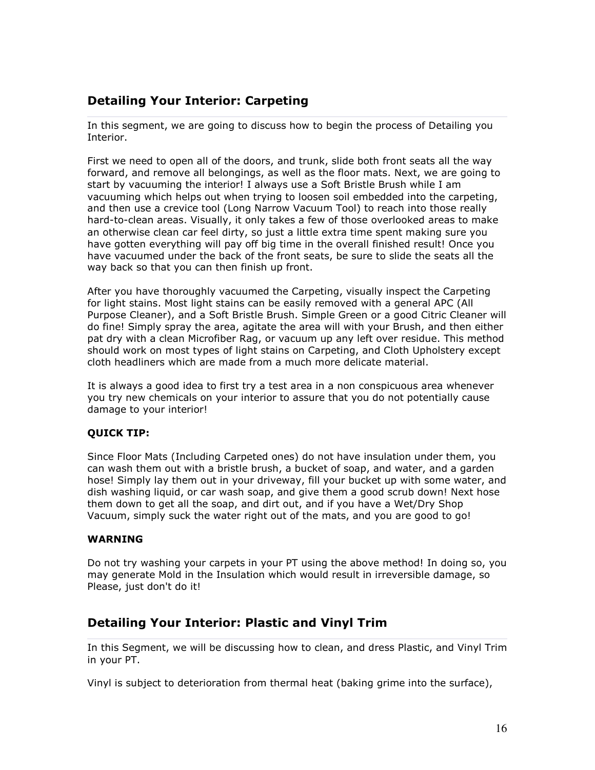## Detailing Your Interior: Carpeting

In this segment, we are going to discuss how to begin the process of Detailing you Interior.

First we need to open all of the doors, and trunk, slide both front seats all the way forward, and remove all belongings, as well as the floor mats. Next, we are going to start by vacuuming the interior! I always use a Soft Bristle Brush while I am vacuuming which helps out when trying to loosen soil embedded into the carpeting, and then use a crevice tool (Long Narrow Vacuum Tool) to reach into those really hard-to-clean areas. Visually, it only takes a few of those overlooked areas to make an otherwise clean car feel dirty, so just a little extra time spent making sure you have gotten everything will pay off big time in the overall finished result! Once you have vacuumed under the back of the front seats, be sure to slide the seats all the way back so that you can then finish up front.

After you have thoroughly vacuumed the Carpeting, visually inspect the Carpeting for light stains. Most light stains can be easily removed with a general APC (All Purpose Cleaner), and a Soft Bristle Brush. Simple Green or a good Citric Cleaner will do fine! Simply spray the area, agitate the area will with your Brush, and then either pat dry with a clean Microfiber Rag, or vacuum up any left over residue. This method should work on most types of light stains on Carpeting, and Cloth Upholstery except cloth headliners which are made from a much more delicate material.

It is always a good idea to first try a test area in a non conspicuous area whenever you try new chemicals on your interior to assure that you do not potentially cause damage to your interior!

**QUICK TIP:**

Since Floor Mats (Including Carpeted ones) do not have insulation under them, you can wash them out with a bristle brush, a bucket of soap, and water, and a garden hose! Simply lay them out in your driveway, fill your bucket up with some water, and dish washing liquid, or car wash soap, and give them a good scrub down! Next hose them down to get all the soap, and dirt out, and if you have a Wet/Dry Shop Vacuum, simply suck the water right out of the mats, and you are good to go!

**WARNING**

Do not try washing your carpets in your PT using the above method! In doing so, you may generate Mold in the Insulation which would result in irreversible damage, so Please, just don't do it!

## Detailing Your Interior: Plastic and Vinyl Trim

In this Segment, we will be discussing how to clean, and dress Plastic, and Vinyl Trim in your PT.

Vinyl is subject to deterioration from thermal heat (baking grime into the surface),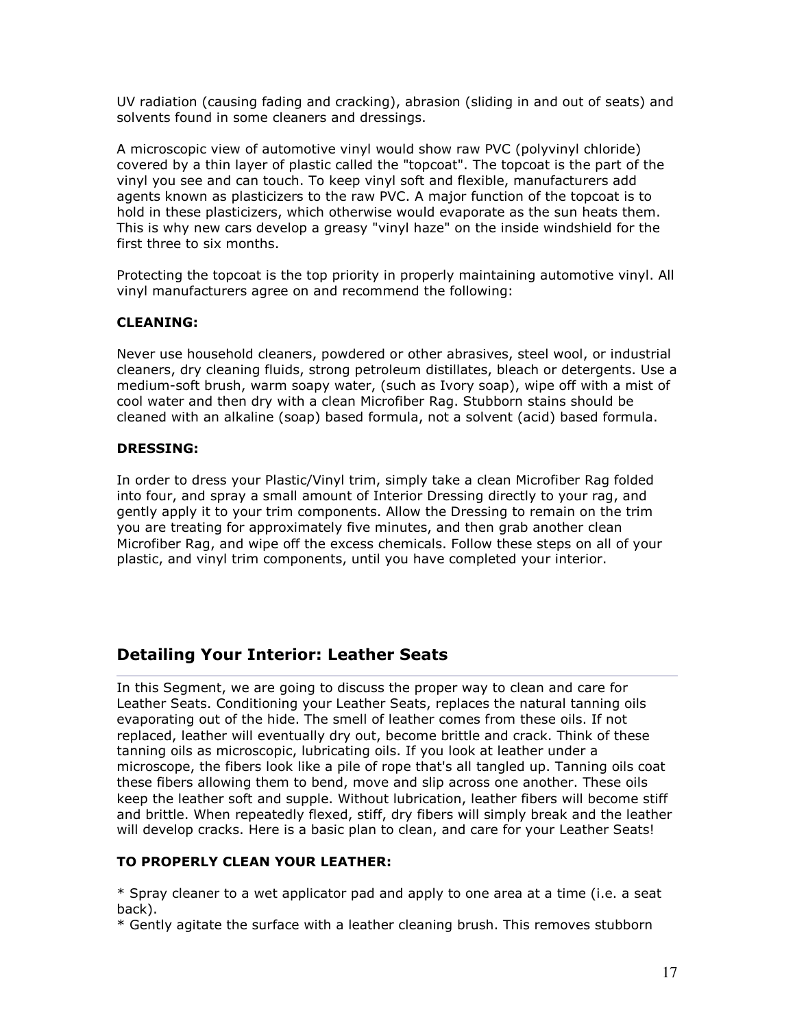UV radiation (causing fading and cracking), abrasion (sliding in and out of seats) and solvents found in some cleaners and dressings.

A microscopic view of automotive vinyl would show raw PVC (polyvinyl chloride) covered by a thin layer of plastic called the "topcoat". The topcoat is the part of the vinyl you see and can touch. To keep vinyl soft and flexible, manufacturers add agents known as plasticizers to the raw PVC. A major function of the topcoat is to hold in these plasticizers, which otherwise would evaporate as the sun heats them. This is why new cars develop a greasy "vinyl haze" on the inside windshield for the first three to six months.

Protecting the topcoat is the top priority in properly maintaining automotive vinyl. All vinyl manufacturers agree on and recommend the following:

**CLEANING:**

Never use household cleaners, powdered or other abrasives, steel wool, or industrial cleaners, dry cleaning fluids, strong petroleum distillates, bleach or detergents. Use a medium-soft brush, warm soapy water, (such as Ivory soap), wipe off with a mist of cool water and then dry with a clean Microfiber Rag. Stubborn stains should be cleaned with an alkaline (soap) based formula, not a solvent (acid) based formula.

**DRESSING:**

In order to dress your Plastic/Vinyl trim, simply take a clean Microfiber Rag folded into four, and spray a small amount of Interior Dressing directly to your rag, and gently apply it to your trim components. Allow the Dressing to remain on the trim you are treating for approximately five minutes, and then grab another clean Microfiber Rag, and wipe off the excess chemicals. Follow these steps on all of your plastic, and vinyl trim components, until you have completed your interior.

## Detailing Your Interior: Leather Seats

In this Segment, we are going to discuss the proper way to clean and care for Leather Seats. Conditioning your Leather Seats, replaces the natural tanning oils evaporating out of the hide. The smell of leather comes from these oils. If not replaced, leather will eventually dry out, become brittle and crack. Think of these tanning oils as microscopic, lubricating oils. If you look at leather under a microscope, the fibers look like a pile of rope that's all tangled up. Tanning oils coat these fibers allowing them to bend, move and slip across one another. These oils keep the leather soft and supple. Without lubrication, leather fibers will become stiff and brittle. When repeatedly flexed, stiff, dry fibers will simply break and the leather will develop cracks. Here is a basic plan to clean, and care for your Leather Seats!

**TO PROPERLY CLEAN YOUR LEATHER:**

* Spray cleaner to a wet applicator pad and apply to one area at a time (i.e. a seat back).
* Gently agitate the surface with a leather cleaning brush. This removes stubborn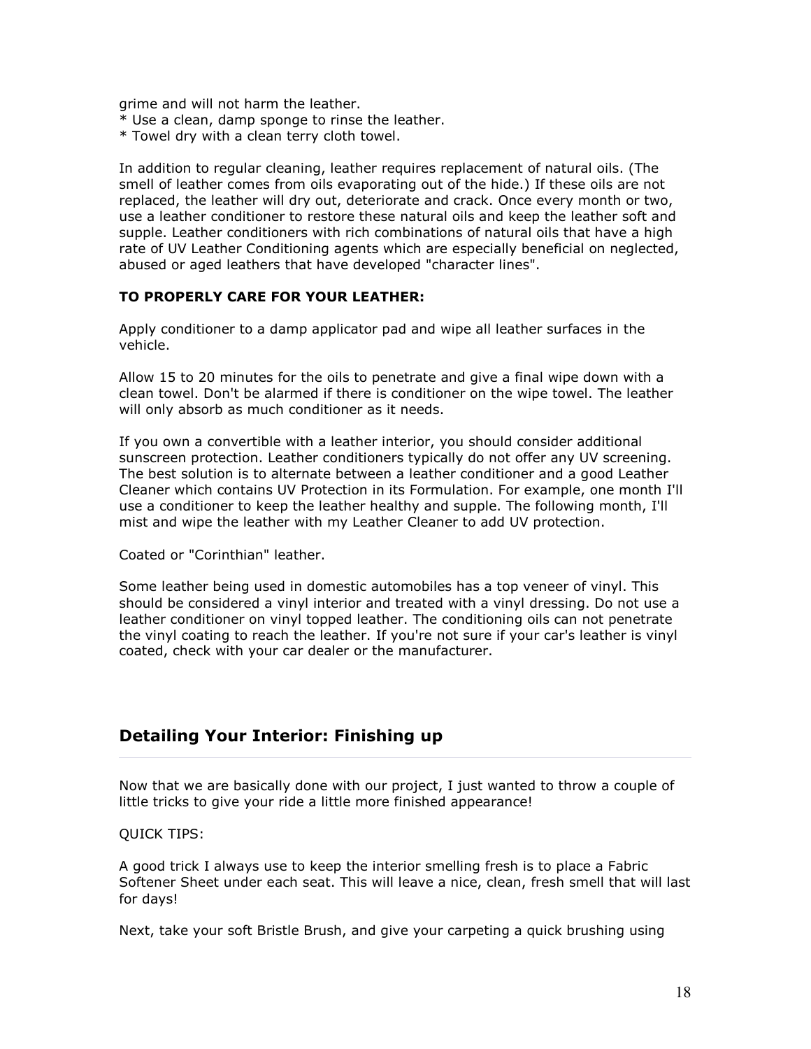grime and will not harm the leather.
* Use a clean, damp sponge to rinse the leather.
* Towel dry with a clean terry cloth towel.

In addition to regular cleaning, leather requires replacement of natural oils. (The smell of leather comes from oils evaporating out of the hide.) If these oils are not replaced, the leather will dry out, deteriorate and crack. Once every month or two, use a leather conditioner to restore these natural oils and keep the leather soft and supple. Leather conditioners with rich combinations of natural oils that have a high rate of UV Leather Conditioning agents which are especially beneficial on neglected, abused or aged leathers that have developed "character lines".

**TO PROPERLY CARE FOR YOUR LEATHER:**

Apply conditioner to a damp applicator pad and wipe all leather surfaces in the vehicle.

Allow 15 to 20 minutes for the oils to penetrate and give a final wipe down with a clean towel. Don't be alarmed if there is conditioner on the wipe towel. The leather will only absorb as much conditioner as it needs.

If you own a convertible with a leather interior, you should consider additional sunscreen protection. Leather conditioners typically do not offer any UV screening. The best solution is to alternate between a leather conditioner and a good Leather Cleaner which contains UV Protection in its Formulation. For example, one month I'll use a conditioner to keep the leather healthy and supple. The following month, I'll mist and wipe the leather with my Leather Cleaner to add UV protection.

Coated or "Corinthian" leather.

Some leather being used in domestic automobiles has a top veneer of vinyl. This should be considered a vinyl interior and treated with a vinyl dressing. Do not use a leather conditioner on vinyl topped leather. The conditioning oils can not penetrate the vinyl coating to reach the leather. If you're not sure if your car's leather is vinyl coated, check with your car dealer or the manufacturer.

## Detailing Your Interior: Finishing up

Now that we are basically done with our project, I just wanted to throw a couple of little tricks to give your ride a little more finished appearance!

QUICK TIPS:

A good trick I always use to keep the interior smelling fresh is to place a Fabric Softener Sheet under each seat. This will leave a nice, clean, fresh smell that will last for days!

Next, take your soft Bristle Brush, and give your carpeting a quick brushing using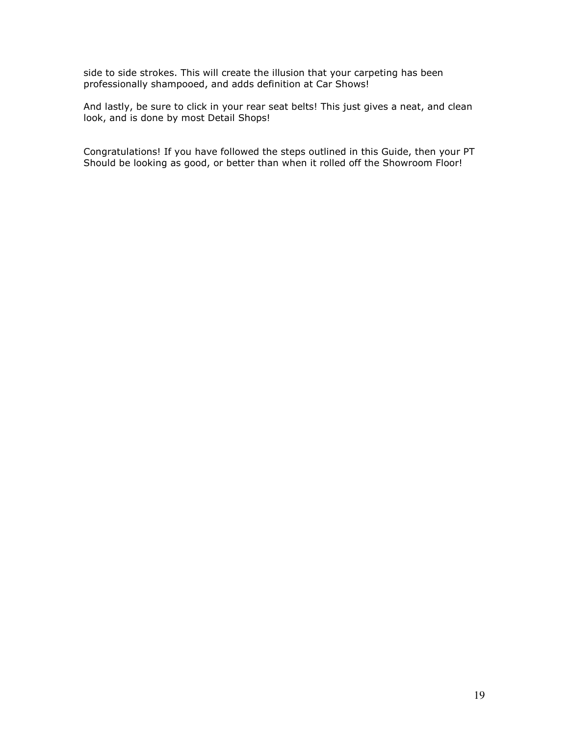side to side strokes. This will create the illusion that your carpeting has been professionally shampooed, and adds definition at Car Shows!

And lastly, be sure to click in your rear seat belts! This just gives a neat, and clean look, and is done by most Detail Shops!

Congratulations! If you have followed the steps outlined in this Guide, then your PT Should be looking as good, or better than when it rolled off the Showroom Floor!